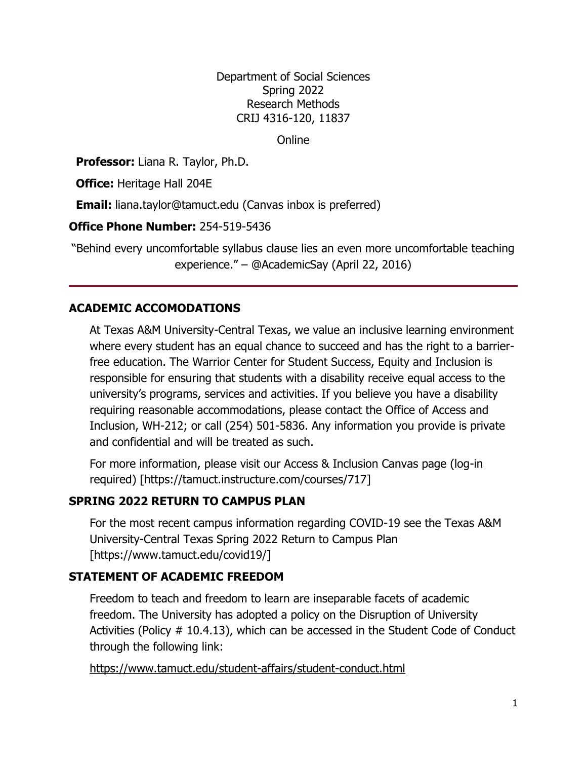Department of Social Sciences
Spring 2022
Research Methods
CRIJ 4316-120, 11837

Online

**Professor:** Liana R. Taylor, Ph.D.

**Office:** Heritage Hall 204E

**Email:** liana.taylor@tamuct.edu (Canvas inbox is preferred)

**Office Phone Number:** 254-519-5436

"Behind every uncomfortable syllabus clause lies an even more uncomfortable teaching experience." – @AcademicSay (April 22, 2016)

---

## ACADEMIC ACCOMODATIONS

At Texas A&M University-Central Texas, we value an inclusive learning environment where every student has an equal chance to succeed and has the right to a barrier-free education. The Warrior Center for Student Success, Equity and Inclusion is responsible for ensuring that students with a disability receive equal access to the university's programs, services and activities. If you believe you have a disability requiring reasonable accommodations, please contact the Office of Access and Inclusion, WH-212; or call (254) 501-5836. Any information you provide is private and confidential and will be treated as such.

For more information, please visit our Access & Inclusion Canvas page (log-in required) [https://tamuct.instructure.com/courses/717]

## SPRING 2022 RETURN TO CAMPUS PLAN

For the most recent campus information regarding COVID-19 see the Texas A&M University-Central Texas Spring 2022 Return to Campus Plan [https://www.tamuct.edu/covid19/]

## STATEMENT OF ACADEMIC FREEDOM

Freedom to teach and freedom to learn are inseparable facets of academic freedom. The University has adopted a policy on the Disruption of University Activities (Policy # 10.4.13), which can be accessed in the Student Code of Conduct through the following link:

https://www.tamuct.edu/student-affairs/student-conduct.html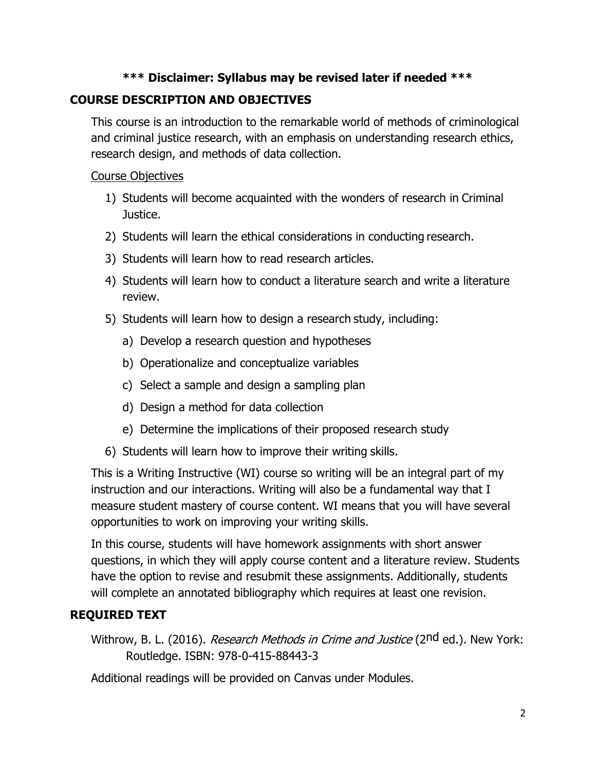**\*\*\* Disclaimer: Syllabus may be revised later if needed \*\*\***

## COURSE DESCRIPTION AND OBJECTIVES

This course is an introduction to the remarkable world of methods of criminological and criminal justice research, with an emphasis on understanding research ethics, research design, and methods of data collection.

<u>Course Objectives</u>

1) Students will become acquainted with the wonders of research in Criminal Justice.
2) Students will learn the ethical considerations in conducting research.
3) Students will learn how to read research articles.
4) Students will learn how to conduct a literature search and write a literature review.
5) Students will learn how to design a research study, including:
   a) Develop a research question and hypotheses
   b) Operationalize and conceptualize variables
   c) Select a sample and design a sampling plan
   d) Design a method for data collection
   e) Determine the implications of their proposed research study
6) Students will learn how to improve their writing skills.

This is a Writing Instructive (WI) course so writing will be an integral part of my instruction and our interactions. Writing will also be a fundamental way that I measure student mastery of course content. WI means that you will have several opportunities to work on improving your writing skills.

In this course, students will have homework assignments with short answer questions, in which they will apply course content and a literature review. Students have the option to revise and resubmit these assignments. Additionally, students will complete an annotated bibliography which requires at least one revision.

## REQUIRED TEXT

Withrow, B. L. (2016). *Research Methods in Crime and Justice* (2nd ed.). New York: Routledge. ISBN: 978-0-415-88443-3

Additional readings will be provided on Canvas under Modules.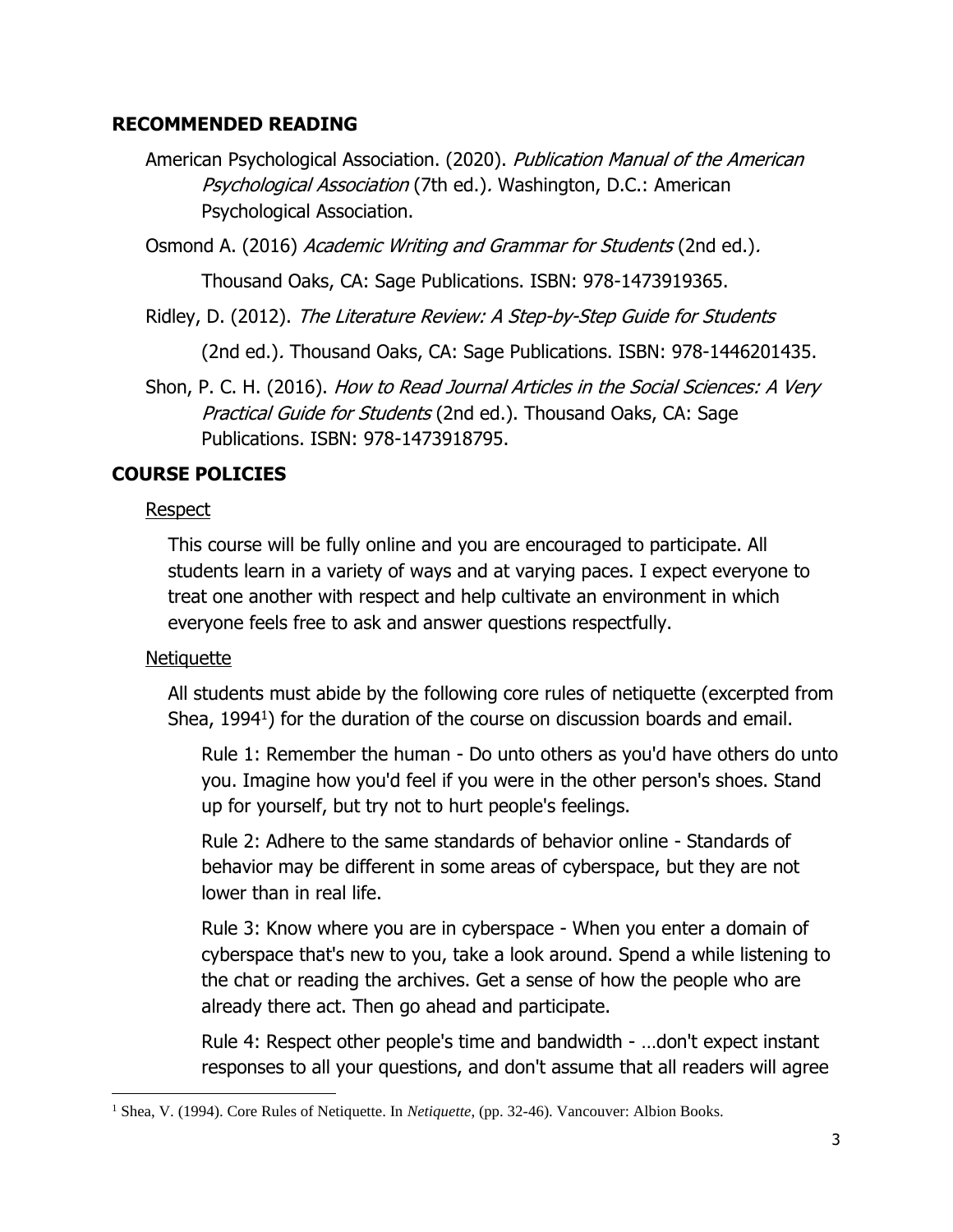## RECOMMENDED READING

American Psychological Association. (2020). *Publication Manual of the American Psychological Association* (7th ed.). Washington, D.C.: American Psychological Association.

Osmond A. (2016) *Academic Writing and Grammar for Students* (2nd ed.). Thousand Oaks, CA: Sage Publications. ISBN: 978-1473919365.

Ridley, D. (2012). *The Literature Review: A Step-by-Step Guide for Students* (2nd ed.). Thousand Oaks, CA: Sage Publications. ISBN: 978-1446201435.

Shon, P. C. H. (2016). *How to Read Journal Articles in the Social Sciences: A Very Practical Guide for Students* (2nd ed.). Thousand Oaks, CA: Sage Publications. ISBN: 978-1473918795.

## COURSE POLICIES

### Respect

This course will be fully online and you are encouraged to participate. All students learn in a variety of ways and at varying paces. I expect everyone to treat one another with respect and help cultivate an environment in which everyone feels free to ask and answer questions respectfully.

### Netiquette

All students must abide by the following core rules of netiquette (excerpted from Shea, 1994[1]) for the duration of the course on discussion boards and email.

Rule 1: Remember the human - Do unto others as you'd have others do unto you. Imagine how you'd feel if you were in the other person's shoes. Stand up for yourself, but try not to hurt people's feelings.

Rule 2: Adhere to the same standards of behavior online - Standards of behavior may be different in some areas of cyberspace, but they are not lower than in real life.

Rule 3: Know where you are in cyberspace - When you enter a domain of cyberspace that's new to you, take a look around. Spend a while listening to the chat or reading the archives. Get a sense of how the people who are already there act. Then go ahead and participate.

Rule 4: Respect other people's time and bandwidth - …don't expect instant responses to all your questions, and don't assume that all readers will agree

[1] Shea, V. (1994). Core Rules of Netiquette. In *Netiquette*, (pp. 32-46). Vancouver: Albion Books.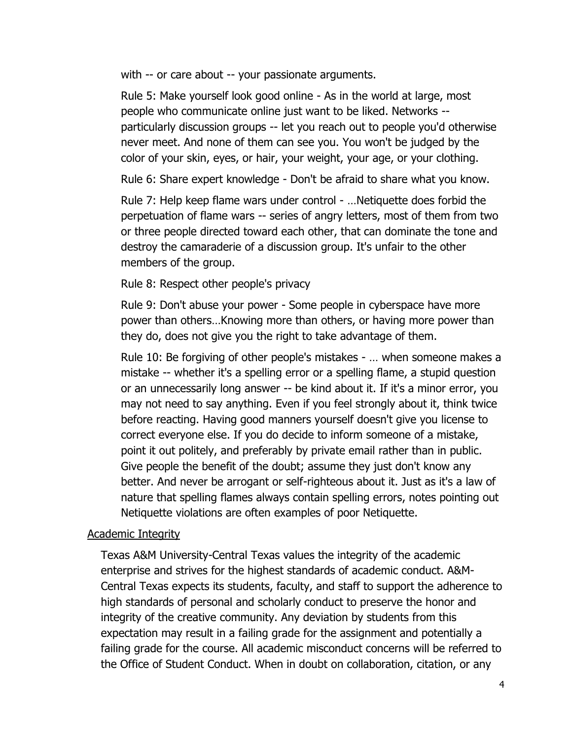with -- or care about -- your passionate arguments.

Rule 5: Make yourself look good online - As in the world at large, most people who communicate online just want to be liked. Networks -- particularly discussion groups -- let you reach out to people you'd otherwise never meet. And none of them can see you. You won't be judged by the color of your skin, eyes, or hair, your weight, your age, or your clothing.

Rule 6: Share expert knowledge - Don't be afraid to share what you know.

Rule 7: Help keep flame wars under control - …Netiquette does forbid the perpetuation of flame wars -- series of angry letters, most of them from two or three people directed toward each other, that can dominate the tone and destroy the camaraderie of a discussion group. It's unfair to the other members of the group.

Rule 8: Respect other people's privacy

Rule 9: Don't abuse your power - Some people in cyberspace have more power than others…Knowing more than others, or having more power than they do, does not give you the right to take advantage of them.

Rule 10: Be forgiving of other people's mistakes - … when someone makes a mistake -- whether it's a spelling error or a spelling flame, a stupid question or an unnecessarily long answer -- be kind about it. If it's a minor error, you may not need to say anything. Even if you feel strongly about it, think twice before reacting. Having good manners yourself doesn't give you license to correct everyone else. If you do decide to inform someone of a mistake, point it out politely, and preferably by private email rather than in public. Give people the benefit of the doubt; assume they just don't know any better. And never be arrogant or self-righteous about it. Just as it's a law of nature that spelling flames always contain spelling errors, notes pointing out Netiquette violations are often examples of poor Netiquette.

<u>Academic Integrity</u>

Texas A&M University-Central Texas values the integrity of the academic enterprise and strives for the highest standards of academic conduct. A&M-Central Texas expects its students, faculty, and staff to support the adherence to high standards of personal and scholarly conduct to preserve the honor and integrity of the creative community. Any deviation by students from this expectation may result in a failing grade for the assignment and potentially a failing grade for the course. All academic misconduct concerns will be referred to the Office of Student Conduct. When in doubt on collaboration, citation, or any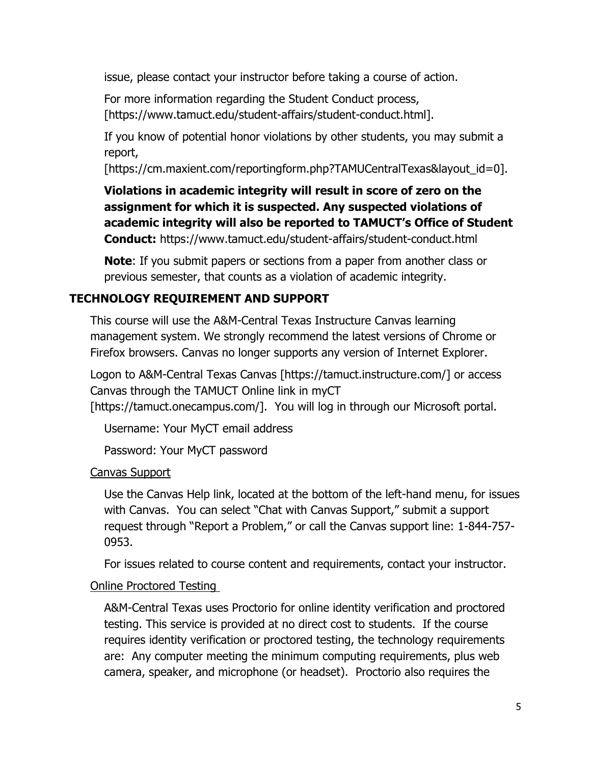issue, please contact your instructor before taking a course of action.

For more information regarding the Student Conduct process, [https://www.tamuct.edu/student-affairs/student-conduct.html].

If you know of potential honor violations by other students, you may submit a report, [https://cm.maxient.com/reportingform.php?TAMUCentralTexas&layout_id=0].

**Violations in academic integrity will result in score of zero on the assignment for which it is suspected. Any suspected violations of academic integrity will also be reported to TAMUCT's Office of Student Conduct:** https://www.tamuct.edu/student-affairs/student-conduct.html

**Note**: If you submit papers or sections from a paper from another class or previous semester, that counts as a violation of academic integrity.

## TECHNOLOGY REQUIREMENT AND SUPPORT

This course will use the A&M-Central Texas Instructure Canvas learning management system. We strongly recommend the latest versions of Chrome or Firefox browsers. Canvas no longer supports any version of Internet Explorer.

Logon to A&M-Central Texas Canvas [https://tamuct.instructure.com/] or access Canvas through the TAMUCT Online link in myCT [https://tamuct.onecampus.com/]. You will log in through our Microsoft portal.

Username: Your MyCT email address

Password: Your MyCT password

### Canvas Support

Use the Canvas Help link, located at the bottom of the left-hand menu, for issues with Canvas. You can select "Chat with Canvas Support," submit a support request through "Report a Problem," or call the Canvas support line: 1-844-757-0953.

For issues related to course content and requirements, contact your instructor.

### Online Proctored Testing

A&M-Central Texas uses Proctorio for online identity verification and proctored testing. This service is provided at no direct cost to students. If the course requires identity verification or proctored testing, the technology requirements are: Any computer meeting the minimum computing requirements, plus web camera, speaker, and microphone (or headset). Proctorio also requires the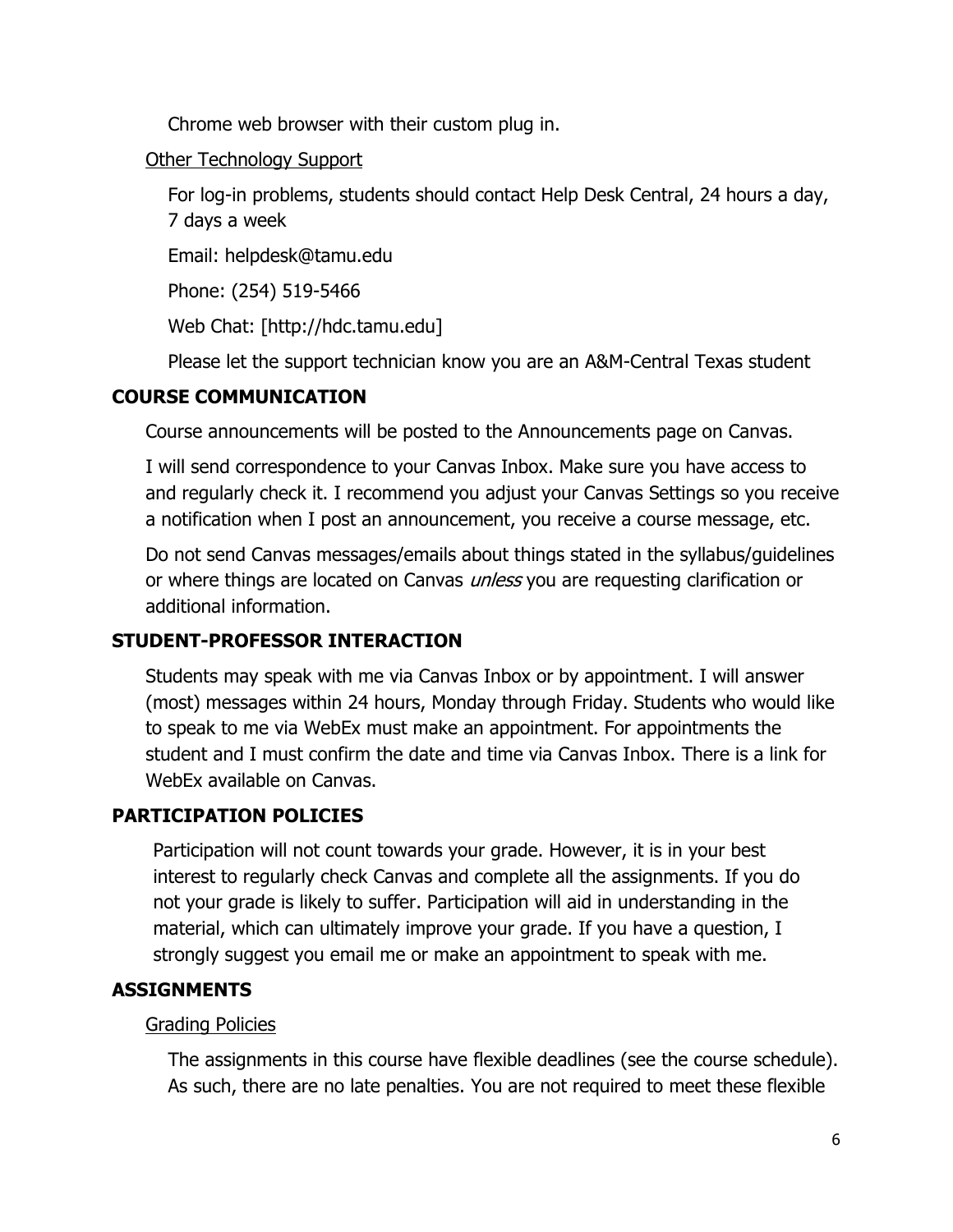Chrome web browser with their custom plug in.

Other Technology Support

For log-in problems, students should contact Help Desk Central, 24 hours a day, 7 days a week

Email: helpdesk@tamu.edu

Phone: (254) 519-5466

Web Chat: [http://hdc.tamu.edu]

Please let the support technician know you are an A&M-Central Texas student

## COURSE COMMUNICATION

Course announcements will be posted to the Announcements page on Canvas.

I will send correspondence to your Canvas Inbox. Make sure you have access to and regularly check it. I recommend you adjust your Canvas Settings so you receive a notification when I post an announcement, you receive a course message, etc.

Do not send Canvas messages/emails about things stated in the syllabus/guidelines or where things are located on Canvas *unless* you are requesting clarification or additional information.

## STUDENT-PROFESSOR INTERACTION

Students may speak with me via Canvas Inbox or by appointment. I will answer (most) messages within 24 hours, Monday through Friday. Students who would like to speak to me via WebEx must make an appointment. For appointments the student and I must confirm the date and time via Canvas Inbox. There is a link for WebEx available on Canvas.

## PARTICIPATION POLICIES

Participation will not count towards your grade. However, it is in your best interest to regularly check Canvas and complete all the assignments. If you do not your grade is likely to suffer. Participation will aid in understanding in the material, which can ultimately improve your grade. If you have a question, I strongly suggest you email me or make an appointment to speak with me.

## ASSIGNMENTS

Grading Policies

The assignments in this course have flexible deadlines (see the course schedule). As such, there are no late penalties. You are not required to meet these flexible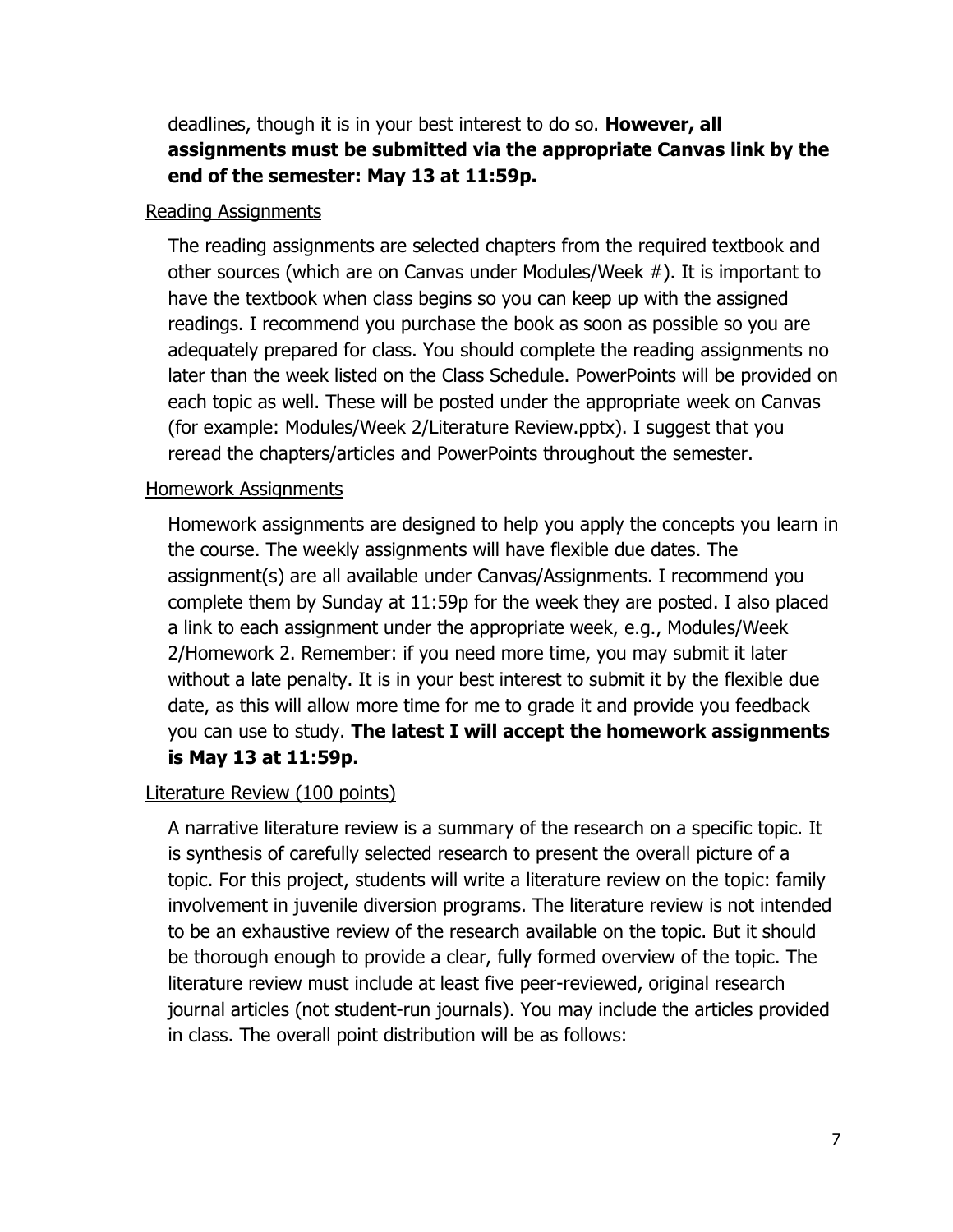deadlines, though it is in your best interest to do so. **However, all assignments must be submitted via the appropriate Canvas link by the end of the semester: May 13 at 11:59p.**

Reading Assignments

The reading assignments are selected chapters from the required textbook and other sources (which are on Canvas under Modules/Week #). It is important to have the textbook when class begins so you can keep up with the assigned readings. I recommend you purchase the book as soon as possible so you are adequately prepared for class. You should complete the reading assignments no later than the week listed on the Class Schedule. PowerPoints will be provided on each topic as well. These will be posted under the appropriate week on Canvas (for example: Modules/Week 2/Literature Review.pptx). I suggest that you reread the chapters/articles and PowerPoints throughout the semester.

Homework Assignments

Homework assignments are designed to help you apply the concepts you learn in the course. The weekly assignments will have flexible due dates. The assignment(s) are all available under Canvas/Assignments. I recommend you complete them by Sunday at 11:59p for the week they are posted. I also placed a link to each assignment under the appropriate week, e.g., Modules/Week 2/Homework 2. Remember: if you need more time, you may submit it later without a late penalty. It is in your best interest to submit it by the flexible due date, as this will allow more time for me to grade it and provide you feedback you can use to study. **The latest I will accept the homework assignments is May 13 at 11:59p.**

Literature Review (100 points)

A narrative literature review is a summary of the research on a specific topic. It is synthesis of carefully selected research to present the overall picture of a topic. For this project, students will write a literature review on the topic: family involvement in juvenile diversion programs. The literature review is not intended to be an exhaustive review of the research available on the topic. But it should be thorough enough to provide a clear, fully formed overview of the topic. The literature review must include at least five peer-reviewed, original research journal articles (not student-run journals). You may include the articles provided in class. The overall point distribution will be as follows: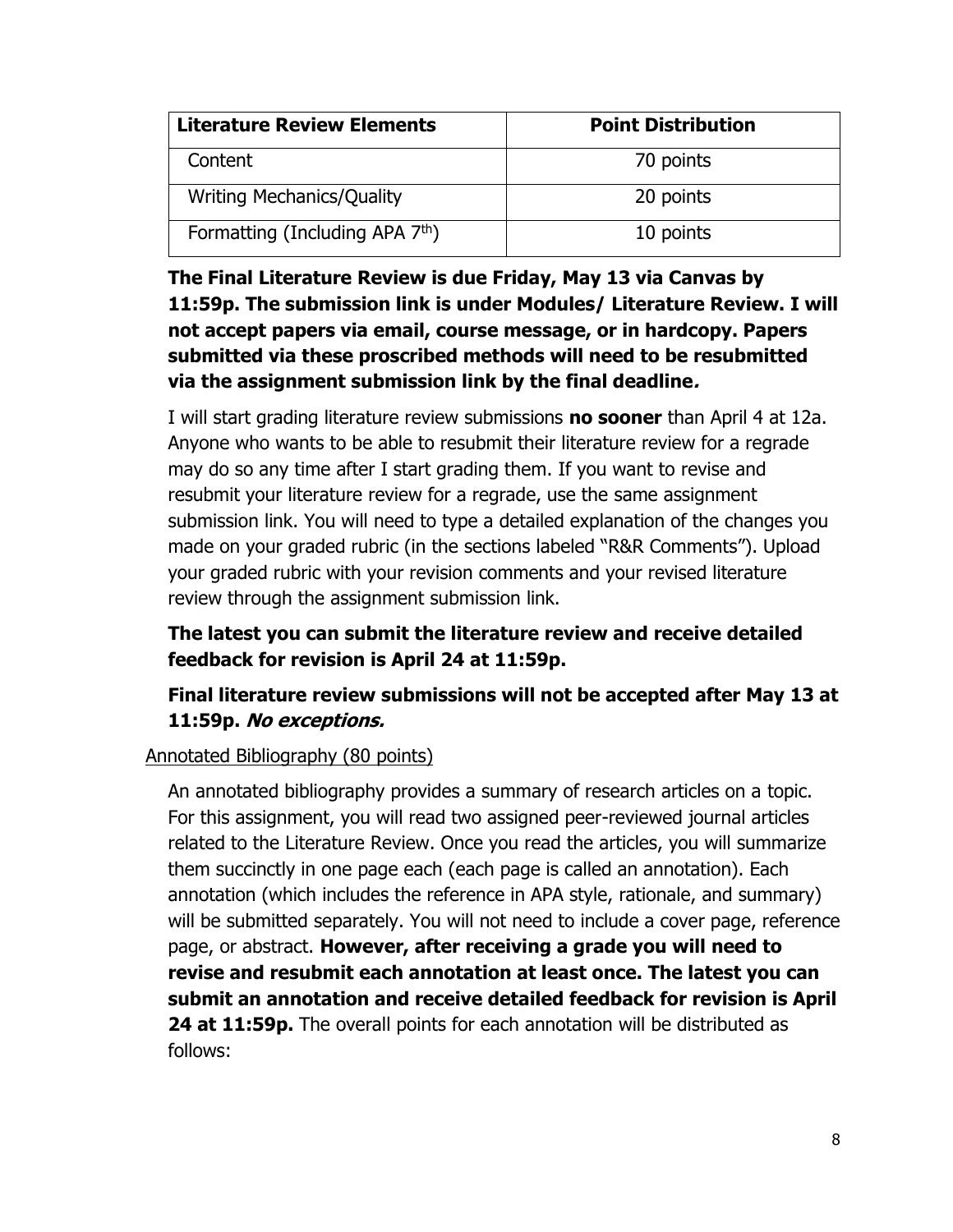| Literature Review Elements | Point Distribution |
|---|---|
| Content | 70 points |
| Writing Mechanics/Quality | 20 points |
| Formatting (Including APA 7th) | 10 points |

**The Final Literature Review is due Friday, May 13 via Canvas by 11:59p. The submission link is under Modules/ Literature Review. I will not accept papers via email, course message, or in hardcopy. Papers submitted via these proscribed methods will need to be resubmitted via the assignment submission link by the final deadline*.***

I will start grading literature review submissions **no sooner** than April 4 at 12a. Anyone who wants to be able to resubmit their literature review for a regrade may do so any time after I start grading them. If you want to revise and resubmit your literature review for a regrade, use the same assignment submission link. You will need to type a detailed explanation of the changes you made on your graded rubric (in the sections labeled "R&R Comments"). Upload your graded rubric with your revision comments and your revised literature review through the assignment submission link.

**The latest you can submit the literature review and receive detailed feedback for revision is April 24 at 11:59p.**

**Final literature review submissions will not be accepted after May 13 at 11:59p. *No exceptions.***

Annotated Bibliography (80 points)

An annotated bibliography provides a summary of research articles on a topic. For this assignment, you will read two assigned peer-reviewed journal articles related to the Literature Review. Once you read the articles, you will summarize them succinctly in one page each (each page is called an annotation). Each annotation (which includes the reference in APA style, rationale, and summary) will be submitted separately. You will not need to include a cover page, reference page, or abstract. **However, after receiving a grade you will need to revise and resubmit each annotation at least once. The latest you can submit an annotation and receive detailed feedback for revision is April 24 at 11:59p.** The overall points for each annotation will be distributed as follows: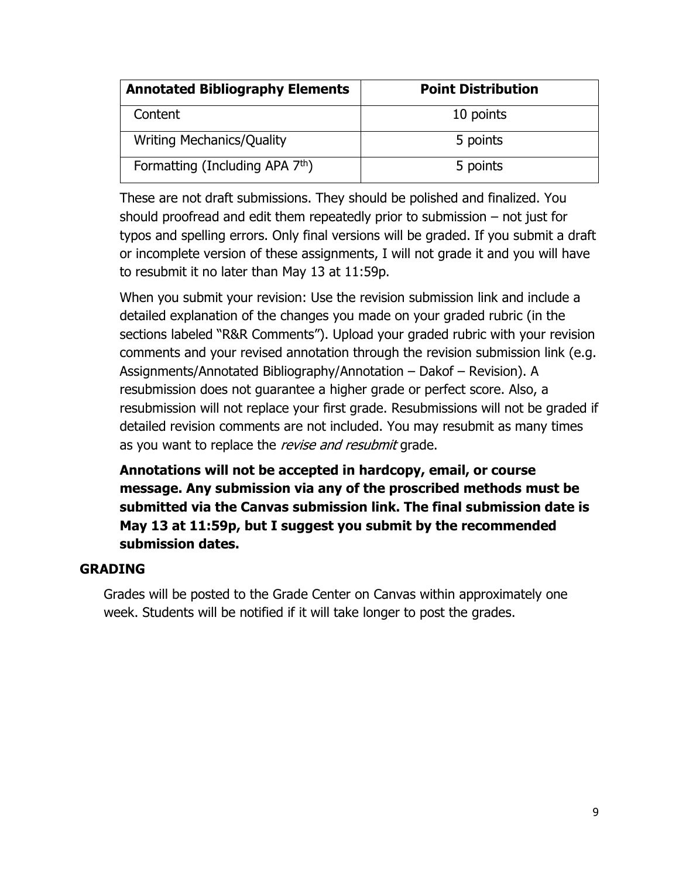| Annotated Bibliography Elements | Point Distribution |
|---|---|
| Content | 10 points |
| Writing Mechanics/Quality | 5 points |
| Formatting (Including APA 7th) | 5 points |

These are not draft submissions. They should be polished and finalized. You should proofread and edit them repeatedly prior to submission – not just for typos and spelling errors. Only final versions will be graded. If you submit a draft or incomplete version of these assignments, I will not grade it and you will have to resubmit it no later than May 13 at 11:59p.

When you submit your revision: Use the revision submission link and include a detailed explanation of the changes you made on your graded rubric (in the sections labeled "R&R Comments"). Upload your graded rubric with your revision comments and your revised annotation through the revision submission link (e.g. Assignments/Annotated Bibliography/Annotation – Dakof – Revision). A resubmission does not guarantee a higher grade or perfect score. Also, a resubmission will not replace your first grade. Resubmissions will not be graded if detailed revision comments are not included. You may resubmit as many times as you want to replace the *revise and resubmit* grade.

**Annotations will not be accepted in hardcopy, email, or course message. Any submission via any of the proscribed methods must be submitted via the Canvas submission link. The final submission date is May 13 at 11:59p, but I suggest you submit by the recommended submission dates.**

## GRADING

Grades will be posted to the Grade Center on Canvas within approximately one week. Students will be notified if it will take longer to post the grades.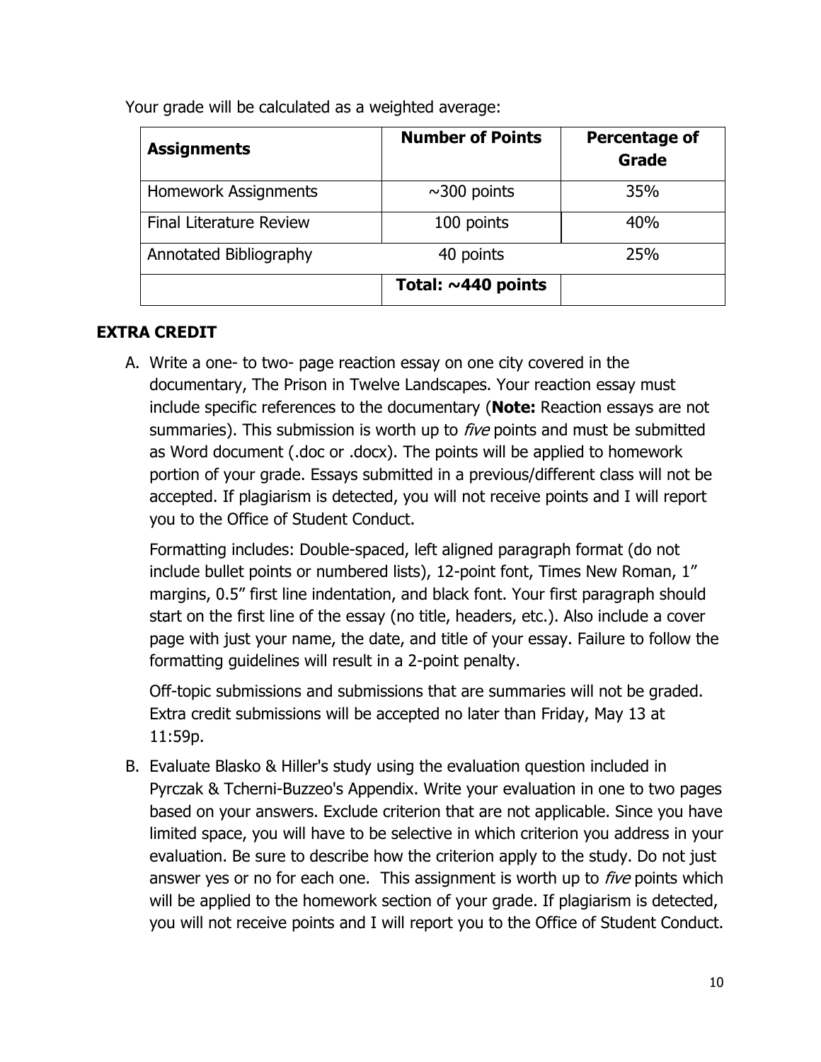Your grade will be calculated as a weighted average:

| **Assignments** | **Number of Points** | **Percentage of Grade** |
|---|---|---|
| Homework Assignments | ~300 points | 35% |
| Final Literature Review | 100 points | 40% |
| Annotated Bibliography | 40 points | 25% |
| | **Total: ~440 points** | |

## EXTRA CREDIT

A. Write a one- to two- page reaction essay on one city covered in the documentary, The Prison in Twelve Landscapes. Your reaction essay must include specific references to the documentary (**Note:** Reaction essays are not summaries). This submission is worth up to *five* points and must be submitted as Word document (.doc or .docx). The points will be applied to homework portion of your grade. Essays submitted in a previous/different class will not be accepted. If plagiarism is detected, you will not receive points and I will report you to the Office of Student Conduct.

   Formatting includes: Double-spaced, left aligned paragraph format (do not include bullet points or numbered lists), 12-point font, Times New Roman, 1" margins, 0.5" first line indentation, and black font. Your first paragraph should start on the first line of the essay (no title, headers, etc.). Also include a cover page with just your name, the date, and title of your essay. Failure to follow the formatting guidelines will result in a 2-point penalty.

   Off-topic submissions and submissions that are summaries will not be graded. Extra credit submissions will be accepted no later than Friday, May 13 at 11:59p.

B. Evaluate Blasko & Hiller's study using the evaluation question included in Pyrczak & Tcherni-Buzzeo's Appendix. Write your evaluation in one to two pages based on your answers. Exclude criterion that are not applicable. Since you have limited space, you will have to be selective in which criterion you address in your evaluation. Be sure to describe how the criterion apply to the study. Do not just answer yes or no for each one. This assignment is worth up to *five* points which will be applied to the homework section of your grade. If plagiarism is detected, you will not receive points and I will report you to the Office of Student Conduct.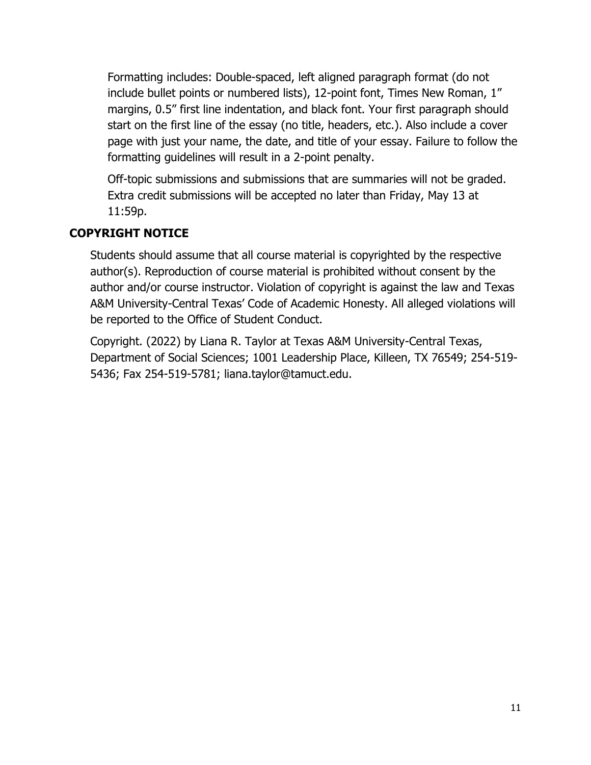Formatting includes: Double-spaced, left aligned paragraph format (do not include bullet points or numbered lists), 12-point font, Times New Roman, 1" margins, 0.5" first line indentation, and black font. Your first paragraph should start on the first line of the essay (no title, headers, etc.). Also include a cover page with just your name, the date, and title of your essay. Failure to follow the formatting guidelines will result in a 2-point penalty.

Off-topic submissions and submissions that are summaries will not be graded. Extra credit submissions will be accepted no later than Friday, May 13 at 11:59p.

## COPYRIGHT NOTICE

Students should assume that all course material is copyrighted by the respective author(s). Reproduction of course material is prohibited without consent by the author and/or course instructor. Violation of copyright is against the law and Texas A&M University-Central Texas' Code of Academic Honesty. All alleged violations will be reported to the Office of Student Conduct.

Copyright. (2022) by Liana R. Taylor at Texas A&M University-Central Texas, Department of Social Sciences; 1001 Leadership Place, Killeen, TX 76549; 254-519-5436; Fax 254-519-5781; liana.taylor@tamuct.edu.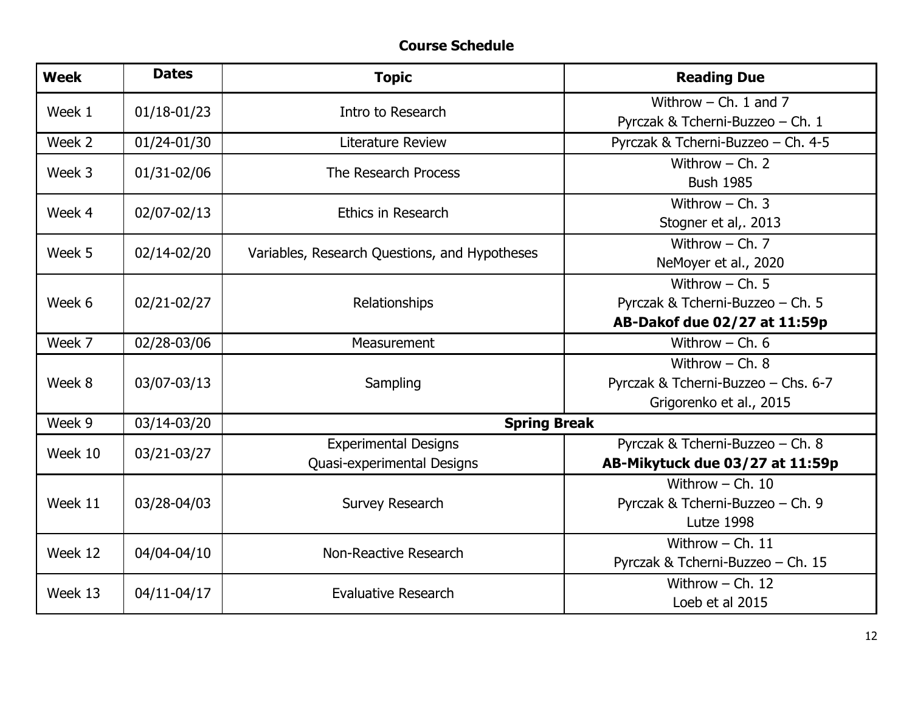**Course Schedule**

| Week | Dates | Topic | Reading Due |
|---|---|---|---|
| Week 1 | 01/18-01/23 | Intro to Research | Withrow – Ch. 1 and 7<br>Pyrczak & Tcherni-Buzzeo – Ch. 1 |
| Week 2 | 01/24-01/30 | Literature Review | Pyrczak & Tcherni-Buzzeo – Ch. 4-5 |
| Week 3 | 01/31-02/06 | The Research Process | Withrow – Ch. 2<br>Bush 1985 |
| Week 4 | 02/07-02/13 | Ethics in Research | Withrow – Ch. 3<br>Stogner et al,. 2013 |
| Week 5 | 02/14-02/20 | Variables, Research Questions, and Hypotheses | Withrow – Ch. 7<br>NeMoyer et al., 2020 |
| Week 6 | 02/21-02/27 | Relationships | Withrow – Ch. 5<br>Pyrczak & Tcherni-Buzzeo – Ch. 5<br>**AB-Dakof due 02/27 at 11:59p** |
| Week 7 | 02/28-03/06 | Measurement | Withrow – Ch. 6 |
| Week 8 | 03/07-03/13 | Sampling | Withrow – Ch. 8<br>Pyrczak & Tcherni-Buzzeo – Chs. 6-7<br>Grigorenko et al., 2015 |
| Week 9 | 03/14-03/20 | **Spring Break** | |
| Week 10 | 03/21-03/27 | Experimental Designs<br>Quasi-experimental Designs | Pyrczak & Tcherni-Buzzeo – Ch. 8<br>**AB-Mikytuck due 03/27 at 11:59p** |
| Week 11 | 03/28-04/03 | Survey Research | Withrow – Ch. 10<br>Pyrczak & Tcherni-Buzzeo – Ch. 9<br>Lutze 1998 |
| Week 12 | 04/04-04/10 | Non-Reactive Research | Withrow – Ch. 11<br>Pyrczak & Tcherni-Buzzeo – Ch. 15 |
| Week 13 | 04/11-04/17 | Evaluative Research | Withrow – Ch. 12<br>Loeb et al 2015 |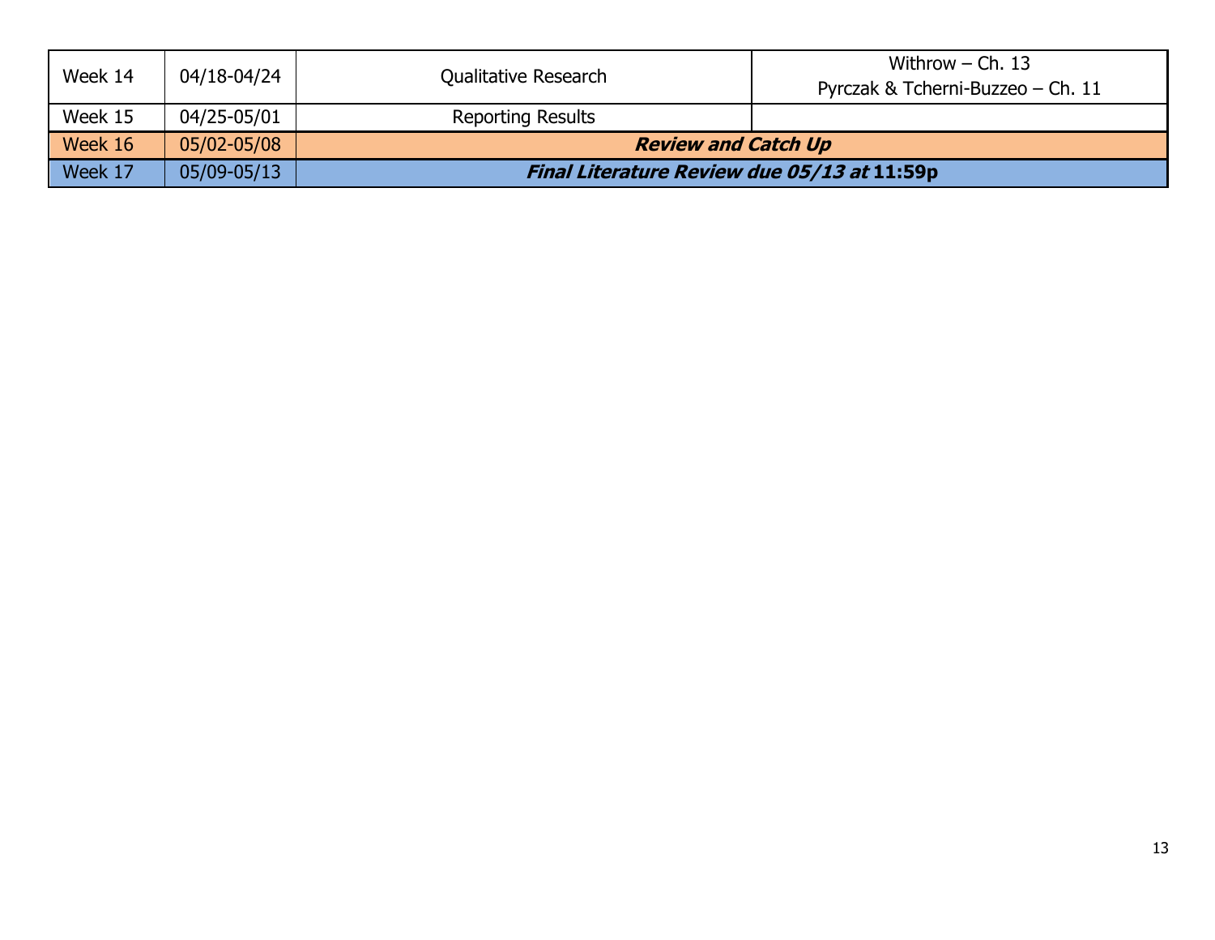| Week 14 | 04/18-04/24 | Qualitative Research | Withrow – Ch. 13<br>Pyrczak & Tcherni-Buzzeo – Ch. 11 |
|---|---|---|---|
| Week 15 | 04/25-05/01 | Reporting Results | |
| Week 16 | 05/02-05/08 | ***Review and Catch Up*** | |
| Week 17 | 05/09-05/13 | ***Final Literature Review due 05/13 at*** **11:59p** | |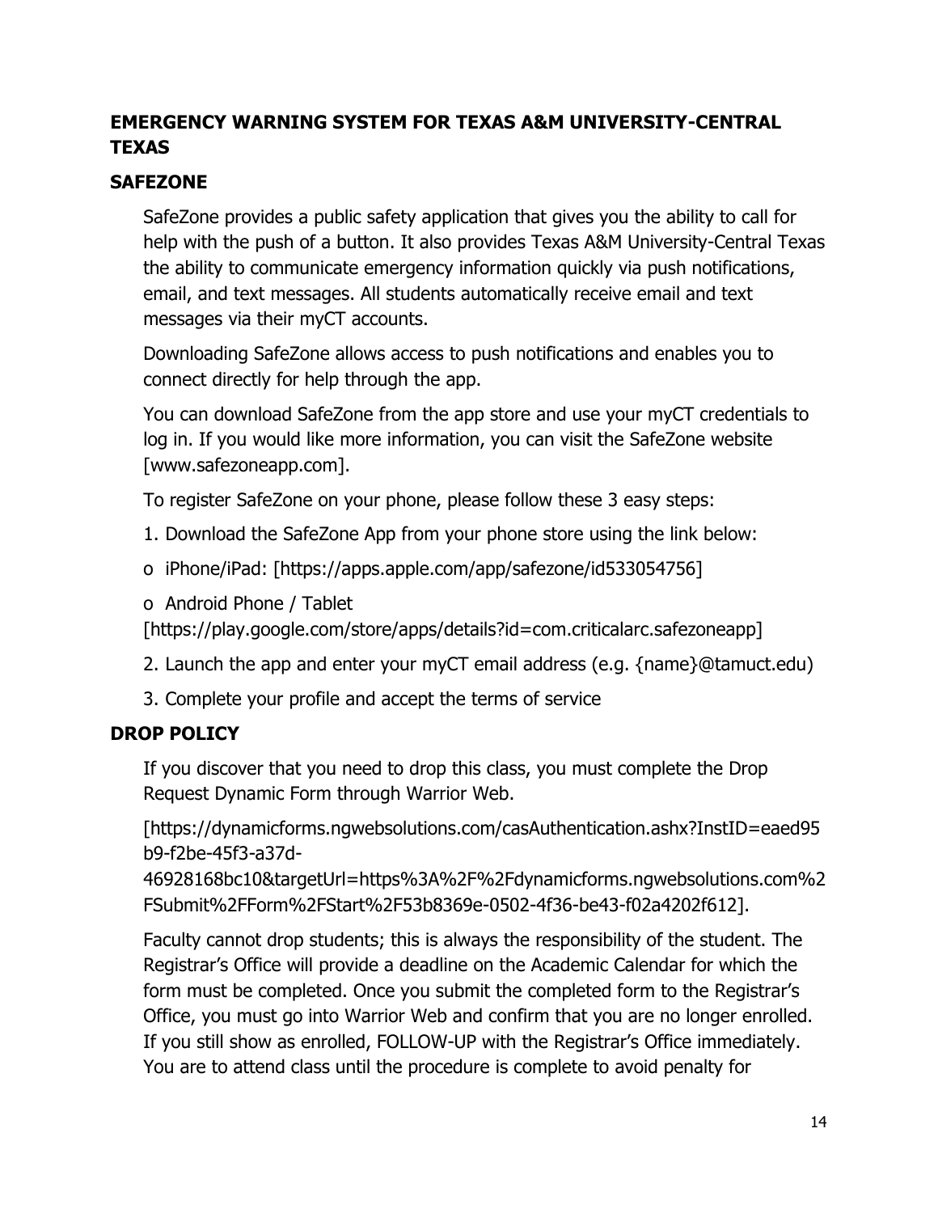## EMERGENCY WARNING SYSTEM FOR TEXAS A&M UNIVERSITY-CENTRAL TEXAS

### SAFEZONE

SafeZone provides a public safety application that gives you the ability to call for help with the push of a button. It also provides Texas A&M University-Central Texas the ability to communicate emergency information quickly via push notifications, email, and text messages. All students automatically receive email and text messages via their myCT accounts.

Downloading SafeZone allows access to push notifications and enables you to connect directly for help through the app.

You can download SafeZone from the app store and use your myCT credentials to log in. If you would like more information, you can visit the SafeZone website [www.safezoneapp.com].

To register SafeZone on your phone, please follow these 3 easy steps:

1. Download the SafeZone App from your phone store using the link below:

o iPhone/iPad: [https://apps.apple.com/app/safezone/id533054756]

o Android Phone / Tablet [https://play.google.com/store/apps/details?id=com.criticalarc.safezoneapp]

2. Launch the app and enter your myCT email address (e.g. {name}@tamuct.edu)

3. Complete your profile and accept the terms of service

### DROP POLICY

If you discover that you need to drop this class, you must complete the Drop Request Dynamic Form through Warrior Web.

[https://dynamicforms.ngwebsolutions.com/casAuthentication.ashx?InstID=eaed95b9-f2be-45f3-a37d-46928168bc10&targetUrl=https%3A%2F%2Fdynamicforms.ngwebsolutions.com%2FSubmit%2FForm%2FStart%2F53b8369e-0502-4f36-be43-f02a4202f612].

Faculty cannot drop students; this is always the responsibility of the student. The Registrar's Office will provide a deadline on the Academic Calendar for which the form must be completed. Once you submit the completed form to the Registrar's Office, you must go into Warrior Web and confirm that you are no longer enrolled. If you still show as enrolled, FOLLOW-UP with the Registrar's Office immediately. You are to attend class until the procedure is complete to avoid penalty for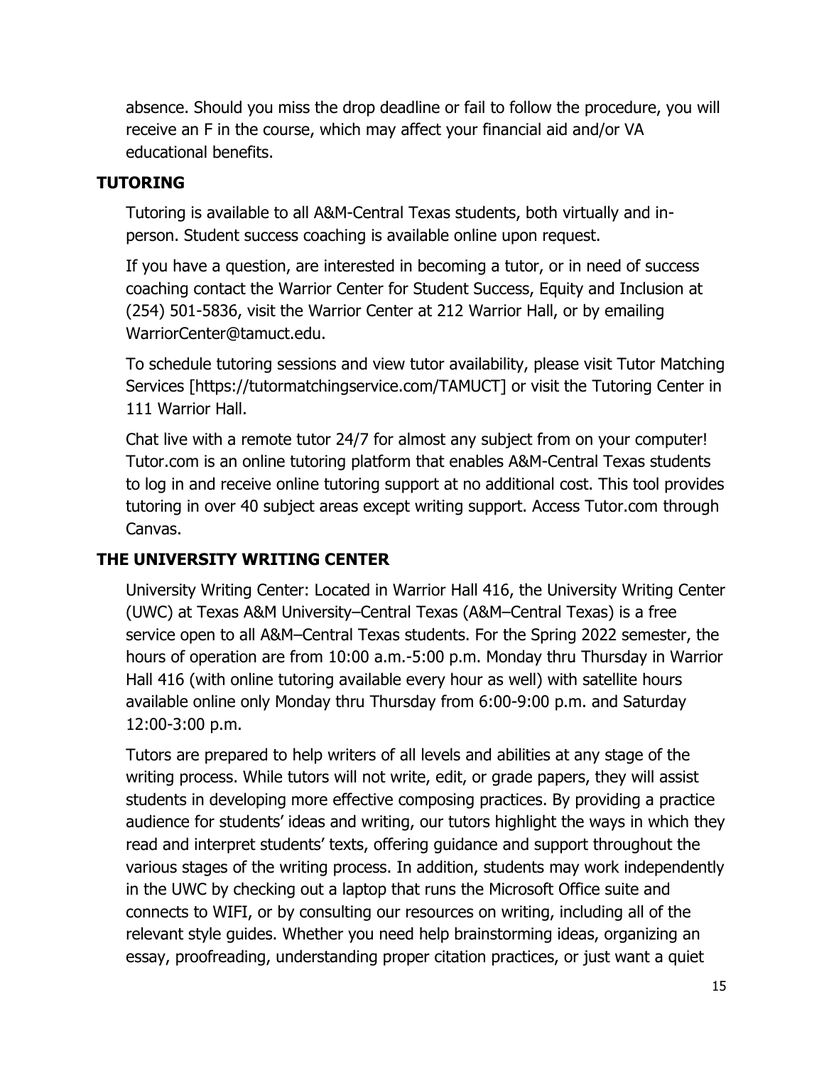absence. Should you miss the drop deadline or fail to follow the procedure, you will receive an F in the course, which may affect your financial aid and/or VA educational benefits.

### TUTORING

Tutoring is available to all A&M-Central Texas students, both virtually and in-person. Student success coaching is available online upon request.

If you have a question, are interested in becoming a tutor, or in need of success coaching contact the Warrior Center for Student Success, Equity and Inclusion at (254) 501-5836, visit the Warrior Center at 212 Warrior Hall, or by emailing WarriorCenter@tamuct.edu.

To schedule tutoring sessions and view tutor availability, please visit Tutor Matching Services [https://tutormatchingservice.com/TAMUCT] or visit the Tutoring Center in 111 Warrior Hall.

Chat live with a remote tutor 24/7 for almost any subject from on your computer! Tutor.com is an online tutoring platform that enables A&M-Central Texas students to log in and receive online tutoring support at no additional cost. This tool provides tutoring in over 40 subject areas except writing support. Access Tutor.com through Canvas.

### THE UNIVERSITY WRITING CENTER

University Writing Center: Located in Warrior Hall 416, the University Writing Center (UWC) at Texas A&M University–Central Texas (A&M–Central Texas) is a free service open to all A&M–Central Texas students. For the Spring 2022 semester, the hours of operation are from 10:00 a.m.-5:00 p.m. Monday thru Thursday in Warrior Hall 416 (with online tutoring available every hour as well) with satellite hours available online only Monday thru Thursday from 6:00-9:00 p.m. and Saturday 12:00-3:00 p.m.

Tutors are prepared to help writers of all levels and abilities at any stage of the writing process. While tutors will not write, edit, or grade papers, they will assist students in developing more effective composing practices. By providing a practice audience for students' ideas and writing, our tutors highlight the ways in which they read and interpret students' texts, offering guidance and support throughout the various stages of the writing process. In addition, students may work independently in the UWC by checking out a laptop that runs the Microsoft Office suite and connects to WIFI, or by consulting our resources on writing, including all of the relevant style guides. Whether you need help brainstorming ideas, organizing an essay, proofreading, understanding proper citation practices, or just want a quiet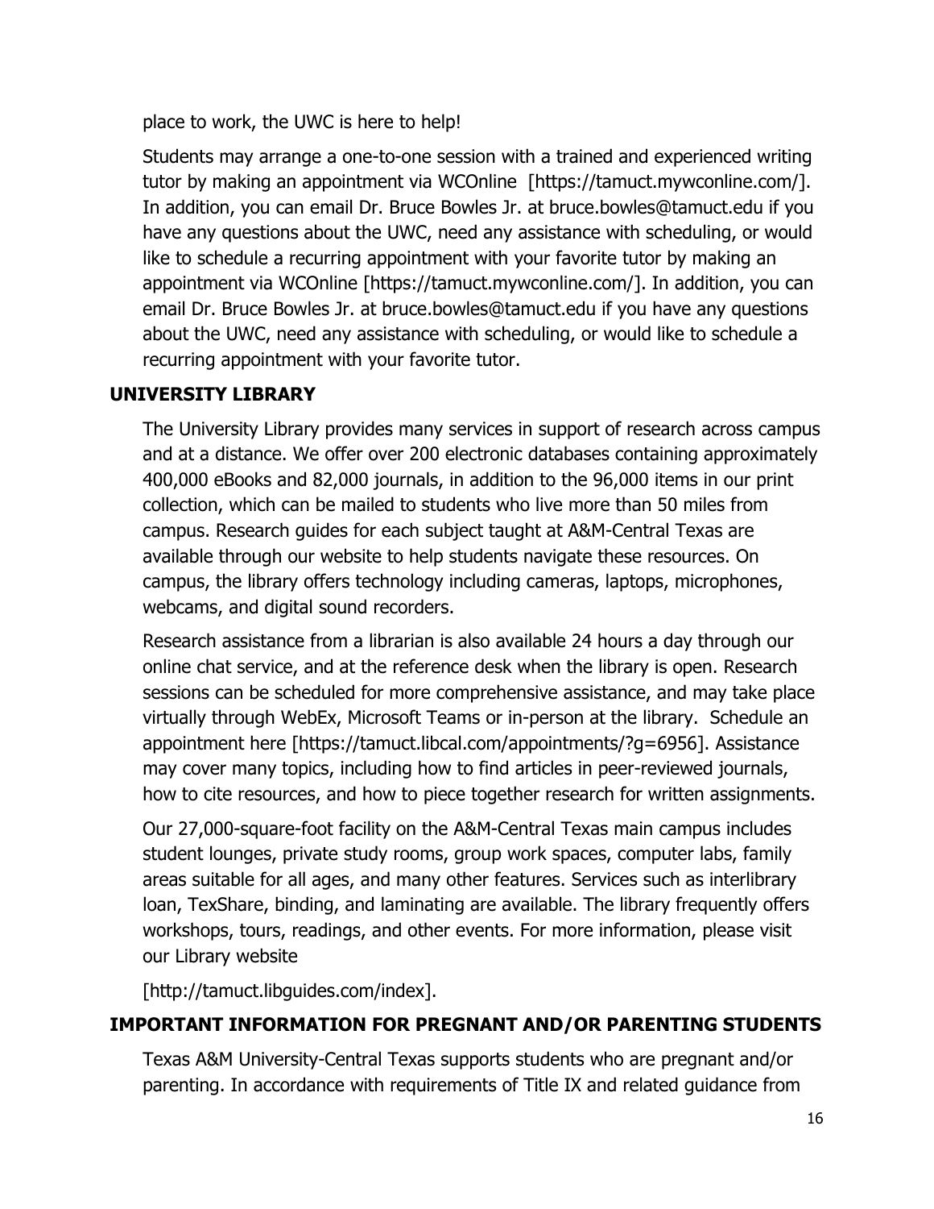place to work, the UWC is here to help!

Students may arrange a one-to-one session with a trained and experienced writing tutor by making an appointment via WCOnline [https://tamuct.mywconline.com/]. In addition, you can email Dr. Bruce Bowles Jr. at bruce.bowles@tamuct.edu if you have any questions about the UWC, need any assistance with scheduling, or would like to schedule a recurring appointment with your favorite tutor by making an appointment via WCOnline [https://tamuct.mywconline.com/]. In addition, you can email Dr. Bruce Bowles Jr. at bruce.bowles@tamuct.edu if you have any questions about the UWC, need any assistance with scheduling, or would like to schedule a recurring appointment with your favorite tutor.

## UNIVERSITY LIBRARY

The University Library provides many services in support of research across campus and at a distance. We offer over 200 electronic databases containing approximately 400,000 eBooks and 82,000 journals, in addition to the 96,000 items in our print collection, which can be mailed to students who live more than 50 miles from campus. Research guides for each subject taught at A&M-Central Texas are available through our website to help students navigate these resources. On campus, the library offers technology including cameras, laptops, microphones, webcams, and digital sound recorders.

Research assistance from a librarian is also available 24 hours a day through our online chat service, and at the reference desk when the library is open. Research sessions can be scheduled for more comprehensive assistance, and may take place virtually through WebEx, Microsoft Teams or in-person at the library. Schedule an appointment here [https://tamuct.libcal.com/appointments/?g=6956]. Assistance may cover many topics, including how to find articles in peer-reviewed journals, how to cite resources, and how to piece together research for written assignments.

Our 27,000-square-foot facility on the A&M-Central Texas main campus includes student lounges, private study rooms, group work spaces, computer labs, family areas suitable for all ages, and many other features. Services such as interlibrary loan, TexShare, binding, and laminating are available. The library frequently offers workshops, tours, readings, and other events. For more information, please visit our Library website

[http://tamuct.libguides.com/index].

## IMPORTANT INFORMATION FOR PREGNANT AND/OR PARENTING STUDENTS

Texas A&M University-Central Texas supports students who are pregnant and/or parenting. In accordance with requirements of Title IX and related guidance from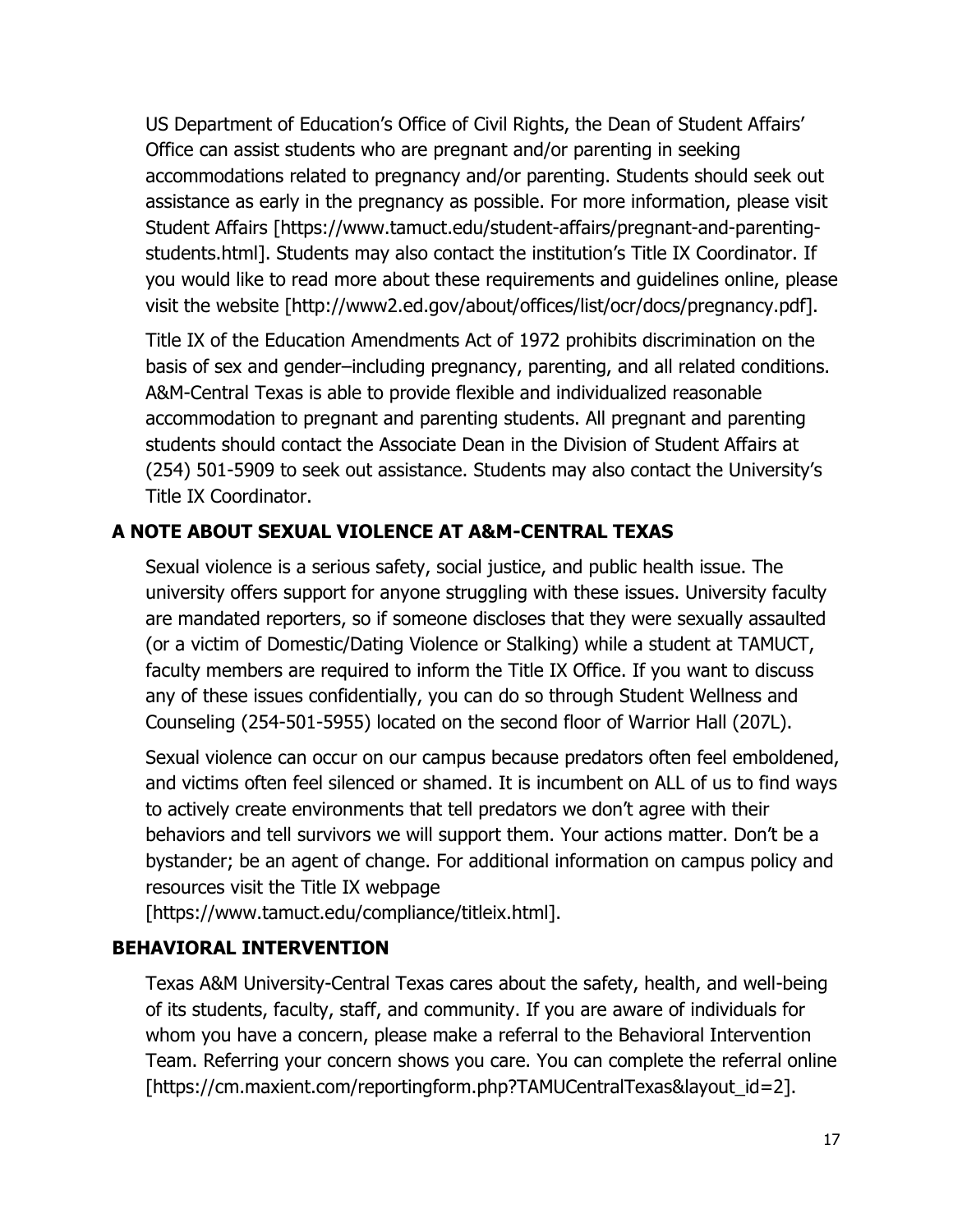US Department of Education's Office of Civil Rights, the Dean of Student Affairs' Office can assist students who are pregnant and/or parenting in seeking accommodations related to pregnancy and/or parenting. Students should seek out assistance as early in the pregnancy as possible. For more information, please visit Student Affairs [https://www.tamuct.edu/student-affairs/pregnant-and-parenting-students.html]. Students may also contact the institution's Title IX Coordinator. If you would like to read more about these requirements and guidelines online, please visit the website [http://www2.ed.gov/about/offices/list/ocr/docs/pregnancy.pdf].

Title IX of the Education Amendments Act of 1972 prohibits discrimination on the basis of sex and gender–including pregnancy, parenting, and all related conditions. A&M-Central Texas is able to provide flexible and individualized reasonable accommodation to pregnant and parenting students. All pregnant and parenting students should contact the Associate Dean in the Division of Student Affairs at (254) 501-5909 to seek out assistance. Students may also contact the University's Title IX Coordinator.

### A NOTE ABOUT SEXUAL VIOLENCE AT A&M-CENTRAL TEXAS

Sexual violence is a serious safety, social justice, and public health issue. The university offers support for anyone struggling with these issues. University faculty are mandated reporters, so if someone discloses that they were sexually assaulted (or a victim of Domestic/Dating Violence or Stalking) while a student at TAMUCT, faculty members are required to inform the Title IX Office. If you want to discuss any of these issues confidentially, you can do so through Student Wellness and Counseling (254-501-5955) located on the second floor of Warrior Hall (207L).

Sexual violence can occur on our campus because predators often feel emboldened, and victims often feel silenced or shamed. It is incumbent on ALL of us to find ways to actively create environments that tell predators we don't agree with their behaviors and tell survivors we will support them. Your actions matter. Don't be a bystander; be an agent of change. For additional information on campus policy and resources visit the Title IX webpage [https://www.tamuct.edu/compliance/titleix.html].

### BEHAVIORAL INTERVENTION

Texas A&M University-Central Texas cares about the safety, health, and well-being of its students, faculty, staff, and community. If you are aware of individuals for whom you have a concern, please make a referral to the Behavioral Intervention Team. Referring your concern shows you care. You can complete the referral online [https://cm.maxient.com/reportingform.php?TAMUCentralTexas&layout_id=2].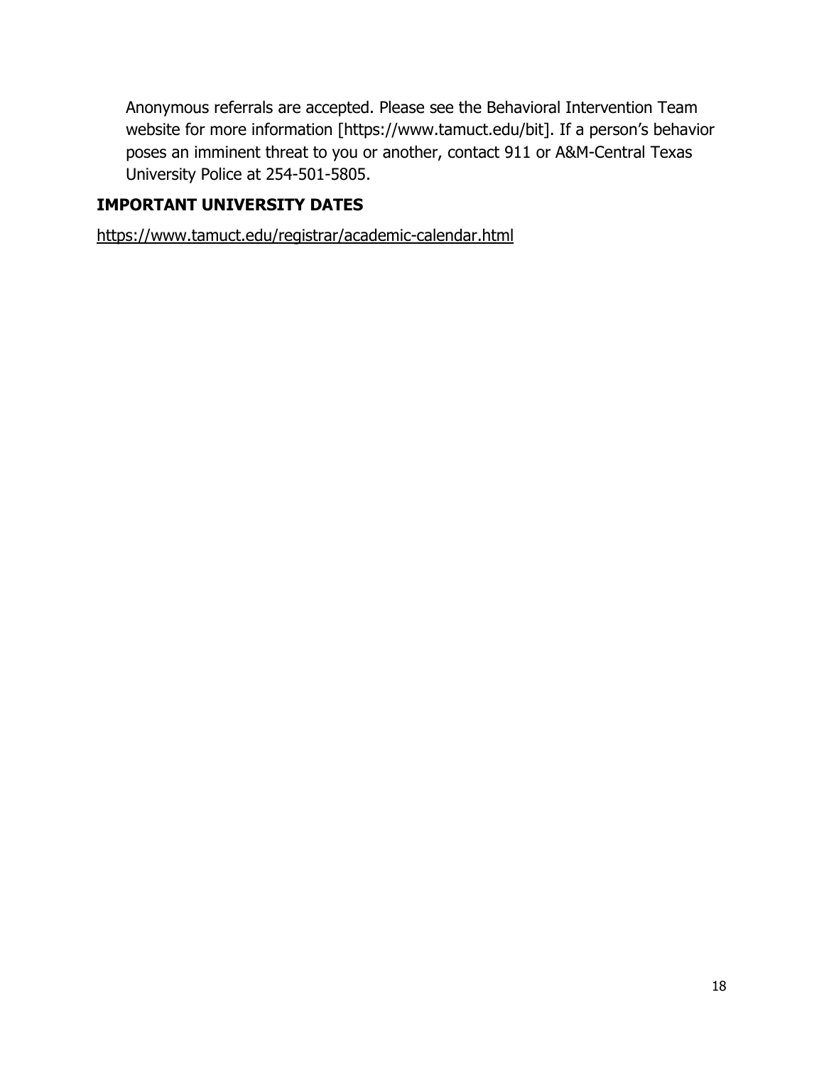Anonymous referrals are accepted. Please see the Behavioral Intervention Team website for more information [https://www.tamuct.edu/bit]. If a person's behavior poses an imminent threat to you or another, contact 911 or A&M-Central Texas University Police at 254-501-5805.

## IMPORTANT UNIVERSITY DATES

https://www.tamuct.edu/registrar/academic-calendar.html